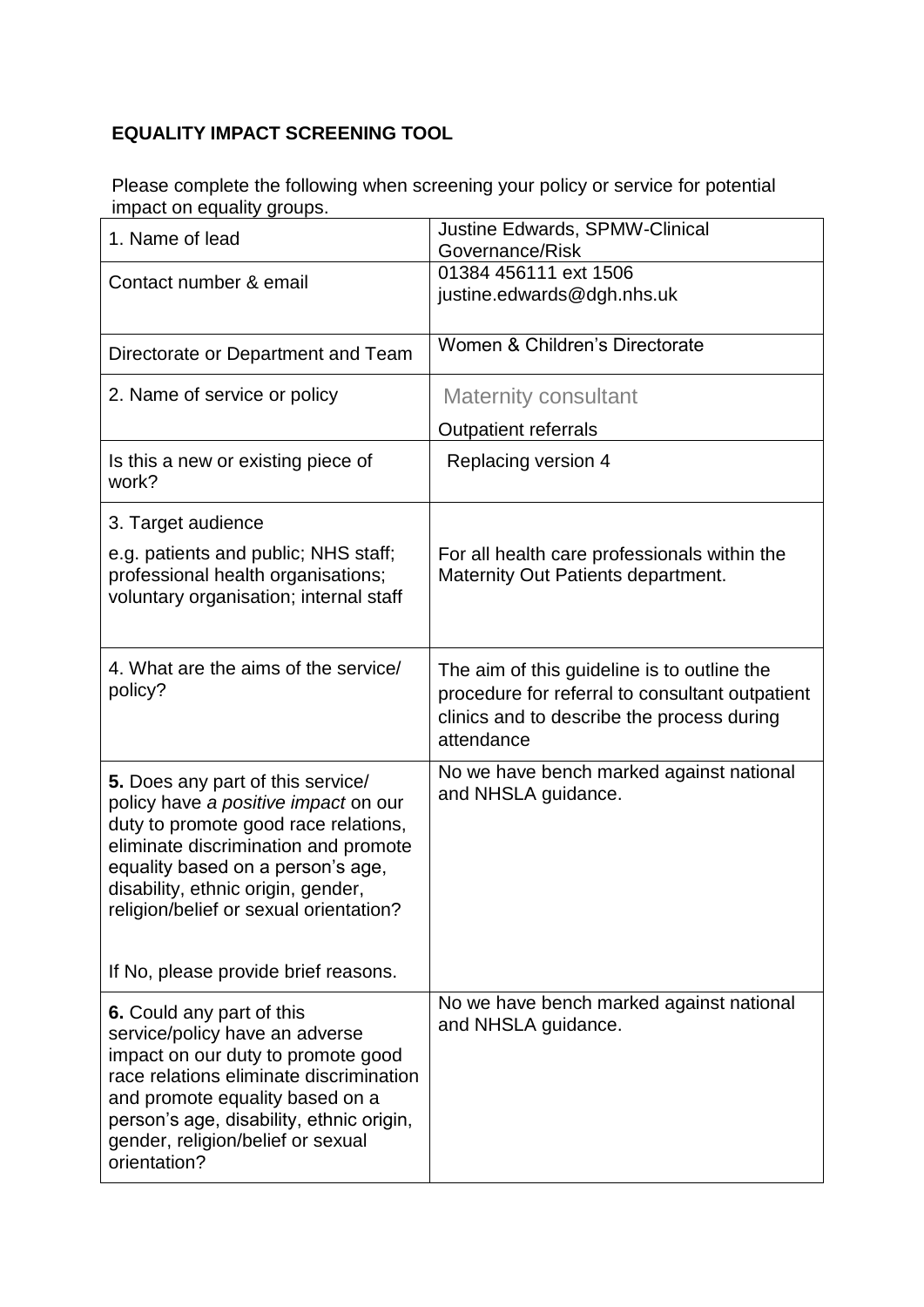## EQUALITY IMPACT SCREENING TOOL

Please complete the following when screening your policy or service for potential impact on equality groups.

| | |
|---|---|
| 1. Name of lead | Justine Edwards, SPMW-Clinical Governance/Risk |
| Contact number & email | 01384 456111 ext 1506<br>justine.edwards@dgh.nhs.uk |
| Directorate or Department and Team | Women & Children's Directorate |
| 2. Name of service or policy | Maternity consultant<br>Outpatient referrals |
| Is this a new or existing piece of work? | Replacing version 4 |
| 3. Target audience<br>e.g. patients and public; NHS staff; professional health organisations; voluntary organisation; internal staff | For all health care professionals within the Maternity Out Patients department. |
| 4. What are the aims of the service/ policy? | The aim of this guideline is to outline the procedure for referral to consultant outpatient clinics and to describe the process during attendance |
| **5.** Does any part of this service/ policy have *a positive impact* on our duty to promote good race relations, eliminate discrimination and promote equality based on a person's age, disability, ethnic origin, gender, religion/belief or sexual orientation?<br><br>If No, please provide brief reasons. | No we have bench marked against national and NHSLA guidance. |
| **6.** Could any part of this service/policy have an adverse impact on our duty to promote good race relations eliminate discrimination and promote equality based on a person's age, disability, ethnic origin, gender, religion/belief or sexual orientation? | No we have bench marked against national and NHSLA guidance. |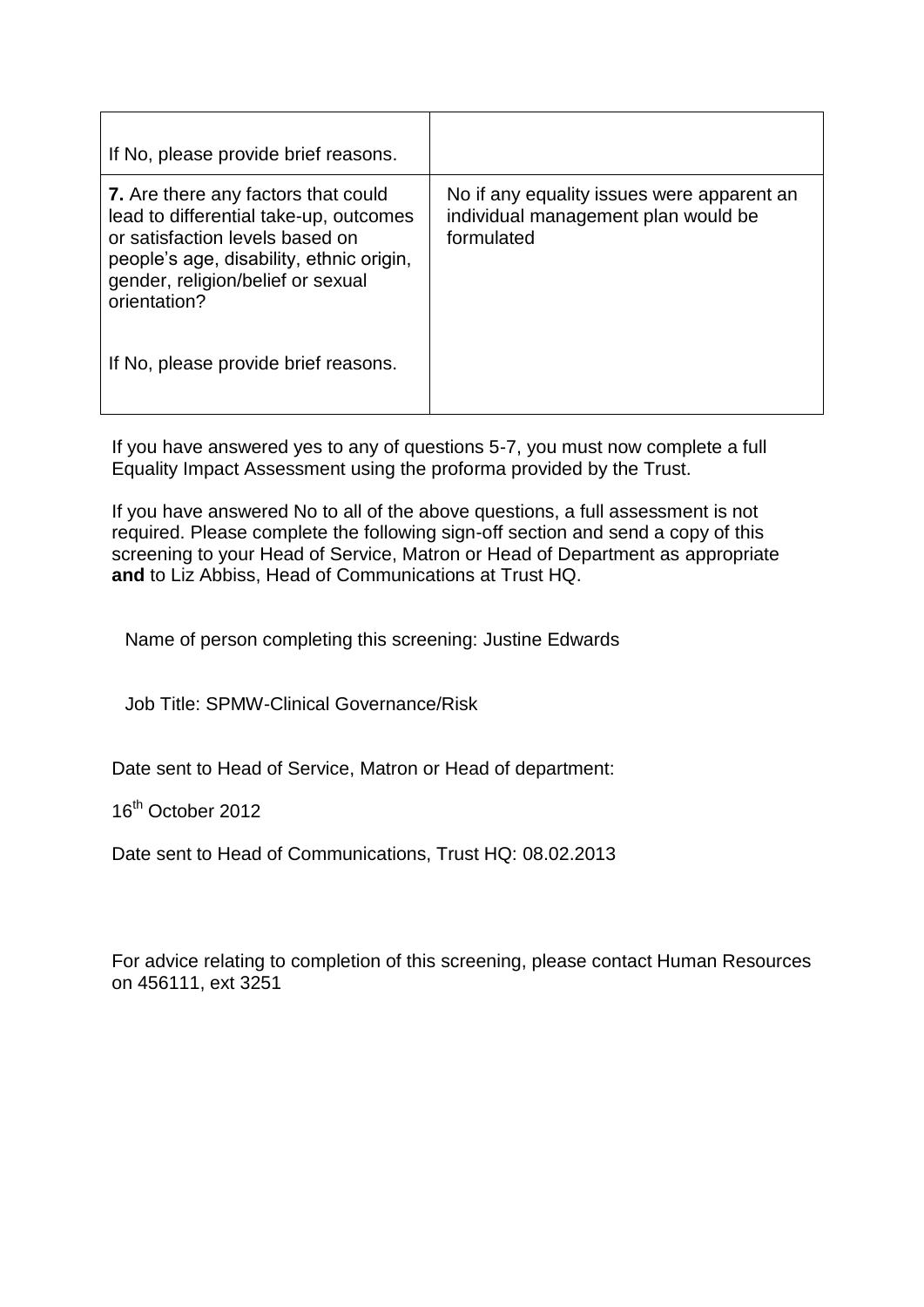| | |
|---|---|
| If No, please provide brief reasons. | |
| **7.** Are there any factors that could lead to differential take-up, outcomes or satisfaction levels based on people's age, disability, ethnic origin, gender, religion/belief or sexual orientation?<br><br>If No, please provide brief reasons. | No if any equality issues were apparent an individual management plan would be formulated |

If you have answered yes to any of questions 5-7, you must now complete a full Equality Impact Assessment using the proforma provided by the Trust.

If you have answered No to all of the above questions, a full assessment is not required. Please complete the following sign-off section and send a copy of this screening to your Head of Service, Matron or Head of Department as appropriate **and** to Liz Abbiss, Head of Communications at Trust HQ.

Name of person completing this screening: Justine Edwards

Job Title: SPMW-Clinical Governance/Risk

Date sent to Head of Service, Matron or Head of department:

16th October 2012

Date sent to Head of Communications, Trust HQ: 08.02.2013

For advice relating to completion of this screening, please contact Human Resources on 456111, ext 3251